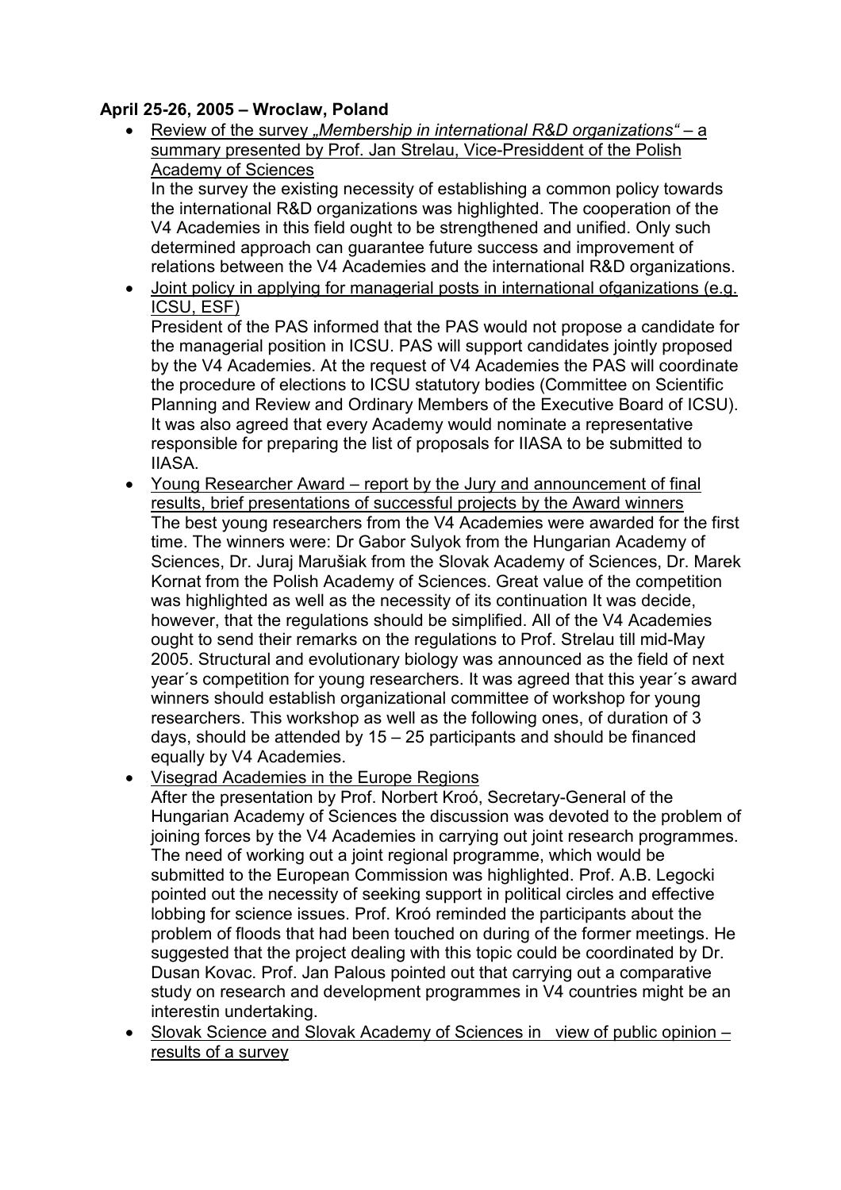**April 25-26, 2005 – Wroclaw, Poland**

- Review of the survey *„Membership in international R&D organizations"* – a summary presented by Prof. Jan Strelau, Vice-Presiddent of the Polish Academy of Sciences
  In the survey the existing necessity of establishing a common policy towards the international R&D organizations was highlighted. The cooperation of the V4 Academies in this field ought to be strengthened and unified. Only such determined approach can guarantee future success and improvement of relations between the V4 Academies and the international R&D organizations.
- Joint policy in applying for managerial posts in international ofganizations (e.g. ICSU, ESF)
  President of the PAS informed that the PAS would not propose a candidate for the managerial position in ICSU. PAS will support candidates jointly proposed by the V4 Academies. At the request of V4 Academies the PAS will coordinate the procedure of elections to ICSU statutory bodies (Committee on Scientific Planning and Review and Ordinary Members of the Executive Board of ICSU). It was also agreed that every Academy would nominate a representative responsible for preparing the list of proposals for IIASA to be submitted to IIASA.
- Young Researcher Award – report by the Jury and announcement of final results, brief presentations of successful projects by the Award winners
  The best young researchers from the V4 Academies were awarded for the first time. The winners were: Dr Gabor Sulyok from the Hungarian Academy of Sciences, Dr. Juraj Marušiak from the Slovak Academy of Sciences, Dr. Marek Kornat from the Polish Academy of Sciences. Great value of the competition was highlighted as well as the necessity of its continuation It was decide, however, that the regulations should be simplified. All of the V4 Academies ought to send their remarks on the regulations to Prof. Strelau till mid-May 2005. Structural and evolutionary biology was announced as the field of next year´s competition for young researchers. It was agreed that this year´s award winners should establish organizational committee of workshop for young researchers. This workshop as well as the following ones, of duration of 3 days, should be attended by 15 – 25 participants and should be financed equally by V4 Academies.
- Visegrad Academies in the Europe Regions
  After the presentation by Prof. Norbert Kroó, Secretary-General of the Hungarian Academy of Sciences the discussion was devoted to the problem of joining forces by the V4 Academies in carrying out joint research programmes. The need of working out a joint regional programme, which would be submitted to the European Commission was highlighted. Prof. A.B. Legocki pointed out the necessity of seeking support in political circles and effective lobbing for science issues. Prof. Kroó reminded the participants about the problem of floods that had been touched on during of the former meetings. He suggested that the project dealing with this topic could be coordinated by Dr. Dusan Kovac. Prof. Jan Palous pointed out that carrying out a comparative study on research and development programmes in V4 countries might be an interestin undertaking.
- Slovak Science and Slovak Academy of Sciences in view of public opinion – results of a survey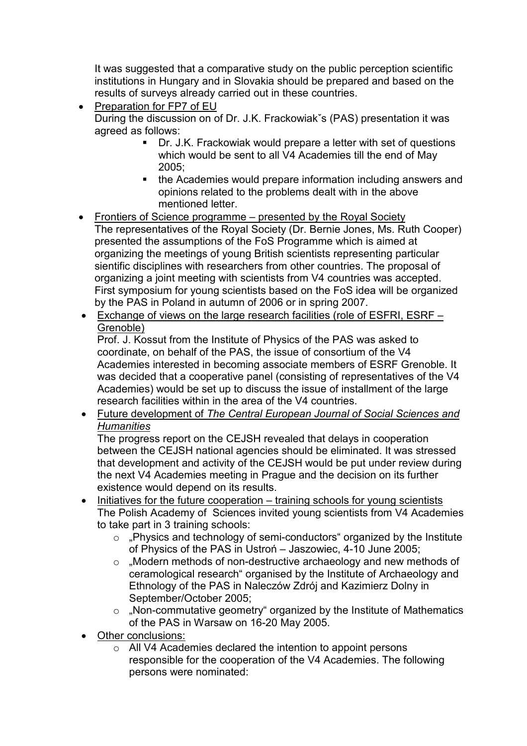It was suggested that a comparative study on the public perception scientific institutions in Hungary and in Slovakia should be prepared and based on the results of surveys already carried out in these countries.

- Preparation for FP7 of EU
  During the discussion on of Dr. J.K. Frackowiakˇs (PAS) presentation it was agreed as follows:
    - Dr. J.K. Frackowiak would prepare a letter with set of questions which would be sent to all V4 Academies till the end of May 2005;
    - the Academies would prepare information including answers and opinions related to the problems dealt with in the above mentioned letter.
- Frontiers of Science programme – presented by the Royal Society
  The representatives of the Royal Society (Dr. Bernie Jones, Ms. Ruth Cooper) presented the assumptions of the FoS Programme which is aimed at organizing the meetings of young British scientists representing particular sientific disciplines with researchers from other countries. The proposal of organizing a joint meeting with scientists from V4 countries was accepted. First symposium for young scientists based on the FoS idea will be organized by the PAS in Poland in autumn of 2006 or in spring 2007.
- Exchange of views on the large research facilities (role of ESFRI, ESRF – Grenoble)
  Prof. J. Kossut from the Institute of Physics of the PAS was asked to coordinate, on behalf of the PAS, the issue of consortium of the V4 Academies interested in becoming associate members of ESRF Grenoble. It was decided that a cooperative panel (consisting of representatives of the V4 Academies) would be set up to discuss the issue of installment of the large research facilities within in the area of the V4 countries.
- Future development of *The Central European Journal of Social Sciences and Humanities*
  The progress report on the CEJSH revealed that delays in cooperation between the CEJSH national agencies should be eliminated. It was stressed that development and activity of the CEJSH would be put under review during the next V4 Academies meeting in Prague and the decision on its further existence would depend on its results.
- Initiatives for the future cooperation – training schools for young scientists
  The Polish Academy of Sciences invited young scientists from V4 Academies to take part in 3 training schools:
    - „Physics and technology of semi-conductors“ organized by the Institute of Physics of the PAS in Ustroń – Jaszowiec, 4-10 June 2005;
    - „Modern methods of non-destructive archaeology and new methods of ceramological research“ organised by the Institute of Archaeology and Ethnology of the PAS in Naleczów Zdrój and Kazimierz Dolny in September/October 2005;
    - „Non-commutative geometry“ organized by the Institute of Mathematics of the PAS in Warsaw on 16-20 May 2005.
- Other conclusions:
    - All V4 Academies declared the intention to appoint persons responsible for the cooperation of the V4 Academies. The following persons were nominated: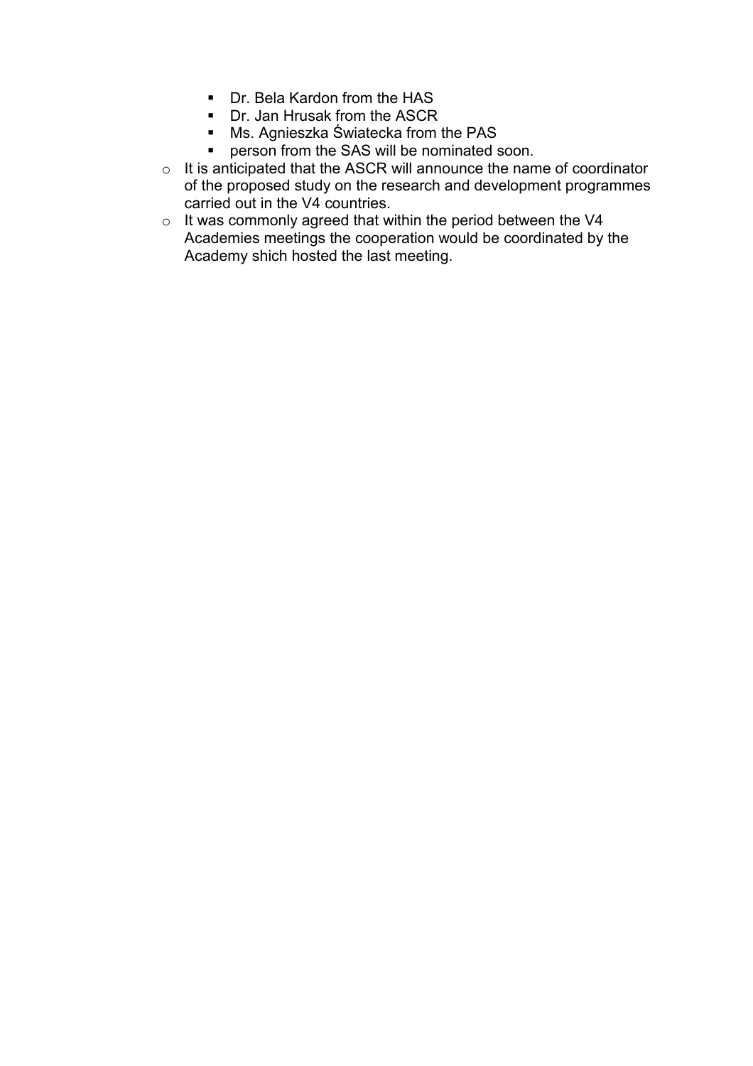- Dr. Bela Kardon from the HAS
    - Dr. Jan Hrusak from the ASCR
    - Ms. Agnieszka Świątecka from the PAS
    - person from the SAS will be nominated soon.
- It is anticipated that the ASCR will announce the name of coordinator of the proposed study on the research and development programmes carried out in the V4 countries.
- It was commonly agreed that within the period between the V4 Academies meetings the cooperation would be coordinated by the Academy shich hosted the last meeting.